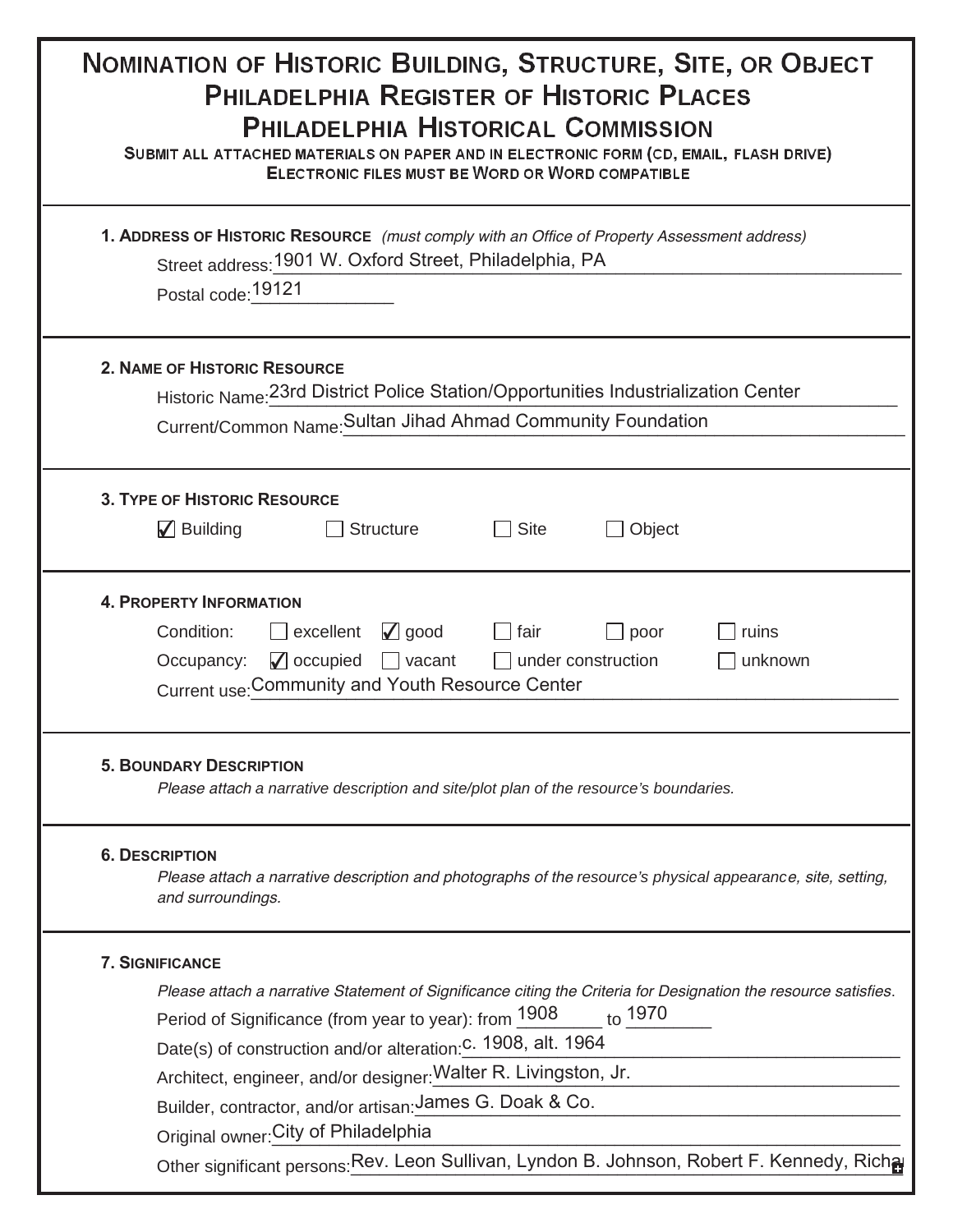# NOMINATION OF HISTORIC BUILDING, STRUCTURE, SITE, OR OBJECT
## PHILADELPHIA REGISTER OF HISTORIC PLACES
## PHILADELPHIA HISTORICAL COMMISSION

SUBMIT ALL ATTACHED MATERIALS ON PAPER AND IN ELECTRONIC FORM (CD, EMAIL, FLASH DRIVE)
ELECTRONIC FILES MUST BE WORD OR WORD COMPATIBLE

---

**1. ADDRESS OF HISTORIC RESOURCE** *(must comply with an Office of Property Assessment address)*

Street address: 1901 W. Oxford Street, Philadelphia, PA

Postal code: 19121

---

**2. NAME OF HISTORIC RESOURCE**

Historic Name: 23rd District Police Station/Opportunities Industrialization Center

Current/Common Name: Sultan Jihad Ahmad Community Foundation

---

**3. TYPE OF HISTORIC RESOURCE**

☑ Building ☐ Structure ☐ Site ☐ Object

---

**4. PROPERTY INFORMATION**

Condition: ☐ excellent ☑ good ☐ fair ☐ poor ☐ ruins

Occupancy: ☑ occupied ☐ vacant ☐ under construction ☐ unknown

Current use: Community and Youth Resource Center

---

**5. BOUNDARY DESCRIPTION**

*Please attach a narrative description and site/plot plan of the resource's boundaries.*

---

**6. DESCRIPTION**

*Please attach a narrative description and photographs of the resource's physical appearance, site, setting, and surroundings.*

---

**7. SIGNIFICANCE**

*Please attach a narrative Statement of Significance citing the Criteria for Designation the resource satisfies.*

Period of Significance (from year to year): from 1908 to 1970

Date(s) of construction and/or alteration: c. 1908, alt. 1964

Architect, engineer, and/or designer: Walter R. Livingston, Jr.

Builder, contractor, and/or artisan: James G. Doak & Co.

Original owner: City of Philadelphia

Other significant persons: Rev. Leon Sullivan, Lyndon B. Johnson, Robert F. Kennedy, Richa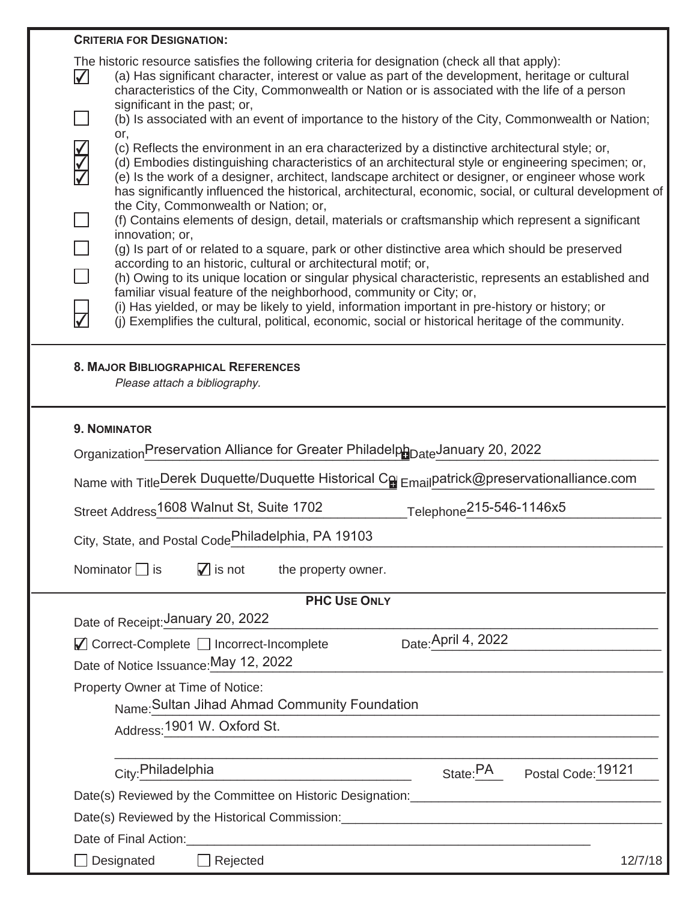**CRITERIA FOR DESIGNATION:**

The historic resource satisfies the following criteria for designation (check all that apply):

- [x] (a) Has significant character, interest or value as part of the development, heritage or cultural characteristics of the City, Commonwealth or Nation or is associated with the life of a person significant in the past; or,
- [ ] (b) Is associated with an event of importance to the history of the City, Commonwealth or Nation; or,
- [x] (c) Reflects the environment in an era characterized by a distinctive architectural style; or,
- [x] (d) Embodies distinguishing characteristics of an architectural style or engineering specimen; or,
- [x] (e) Is the work of a designer, architect, landscape architect or designer, or engineer whose work has significantly influenced the historical, architectural, economic, social, or cultural development of the City, Commonwealth or Nation; or,
- [ ] (f) Contains elements of design, detail, materials or craftsmanship which represent a significant innovation; or,
- [ ] (g) Is part of or related to a square, park or other distinctive area which should be preserved according to an historic, cultural or architectural motif; or,
- [ ] (h) Owing to its unique location or singular physical characteristic, represents an established and familiar visual feature of the neighborhood, community or City; or,
- [ ] (i) Has yielded, or may be likely to yield, information important in pre-history or history; or
- [x] (j) Exemplifies the cultural, political, economic, social or historical heritage of the community.

## 8. MAJOR BIBLIOGRAPHICAL REFERENCES

*Please attach a bibliography.*

## 9. NOMINATOR

Organization: Preservation Alliance for Greater Philadelph Date: January 20, 2022

Name with Title: Derek Duquette/Duquette Historical Co Email: patrick@preservationalliance.com

Street Address: 1608 Walnut St, Suite 1702 Telephone: 215-546-1146x5

City, State, and Postal Code: Philadelphia, PA 19103

Nominator [ ] is [x] is not the property owner.

**PHC USE ONLY**

Date of Receipt: January 20, 2022

[x] Correct-Complete [ ] Incorrect-Incomplete Date: April 4, 2022

Date of Notice Issuance: May 12, 2022

Property Owner at Time of Notice:

Name: Sultan Jihad Ahmad Community Foundation

Address: 1901 W. Oxford St.

City: Philadelphia State: PA Postal Code: 19121

Date(s) Reviewed by the Committee on Historic Designation: \_\_\_\_\_\_\_\_\_\_

Date(s) Reviewed by the Historical Commission: \_\_\_\_\_\_\_\_\_\_

Date of Final Action: \_\_\_\_\_\_\_\_\_\_

[ ] Designated [ ] Rejected

12/7/18